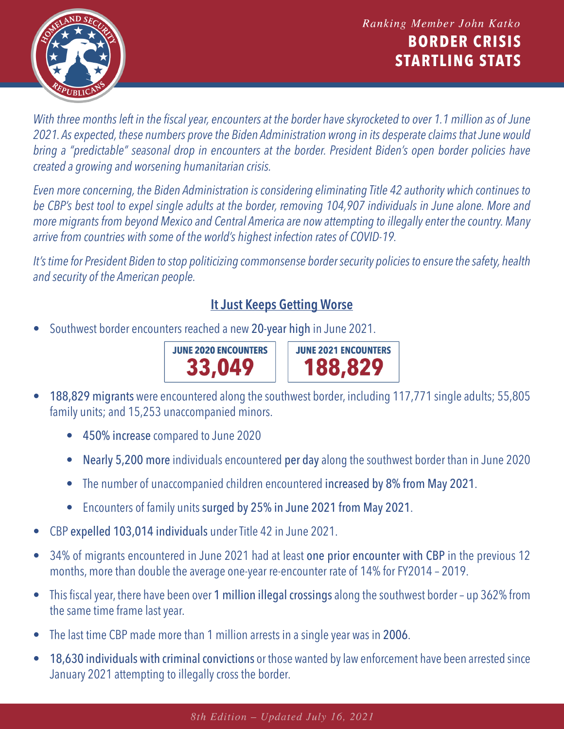*Ranking Member John Katko*

# BORDER CRISIS STARTLING STATS

*With three months left in the fiscal year, encounters at the border have skyrocketed to over 1.1 million as of June 2021. As expected, these numbers prove the Biden Administration wrong in its desperate claims that June would bring a "predictable" seasonal drop in encounters at the border. President Biden's open border policies have created a growing and worsening humanitarian crisis.*

*Even more concerning, the Biden Administration is considering eliminating Title 42 authority which continues to be CBP's best tool to expel single adults at the border, removing 104,907 individuals in June alone. More and more migrants from beyond Mexico and Central America are now attempting to illegally enter the country. Many arrive from countries with some of the world's highest infection rates of COVID-19.*

*It's time for President Biden to stop politicizing commonsense border security policies to ensure the safety, health and security of the American people.*

## It Just Keeps Getting Worse

- Southwest border encounters reached a new **20-year high** in June 2021.

| JUNE 2020 ENCOUNTERS | JUNE 2021 ENCOUNTERS |
|---|---|
| **33,049** | **188,829** |

- **188,829 migrants** were encountered along the southwest border, including 117,771 single adults; 55,805 family units; and 15,253 unaccompanied minors.
  - **450% increase** compared to June 2020
  - **Nearly 5,200 more** individuals encountered **per day** along the southwest border than in June 2020
  - The number of unaccompanied children encountered **increased by 8% from May 2021**.
  - Encounters of family units **surged by 25% in June 2021 from May 2021**.
- CBP **expelled 103,014 individuals** under Title 42 in June 2021.
- 34% of migrants encountered in June 2021 had at least **one prior encounter with CBP** in the previous 12 months, more than double the average one-year re-encounter rate of 14% for FY2014 – 2019.
- This fiscal year, there have been over **1 million illegal crossings** along the southwest border – up 362% from the same time frame last year.
- The last time CBP made more than 1 million arrests in a single year was in **2006**.
- **18,630 individuals with criminal convictions** or those wanted by law enforcement have been arrested since January 2021 attempting to illegally cross the border.

*8th Edition – Updated July 16, 2021*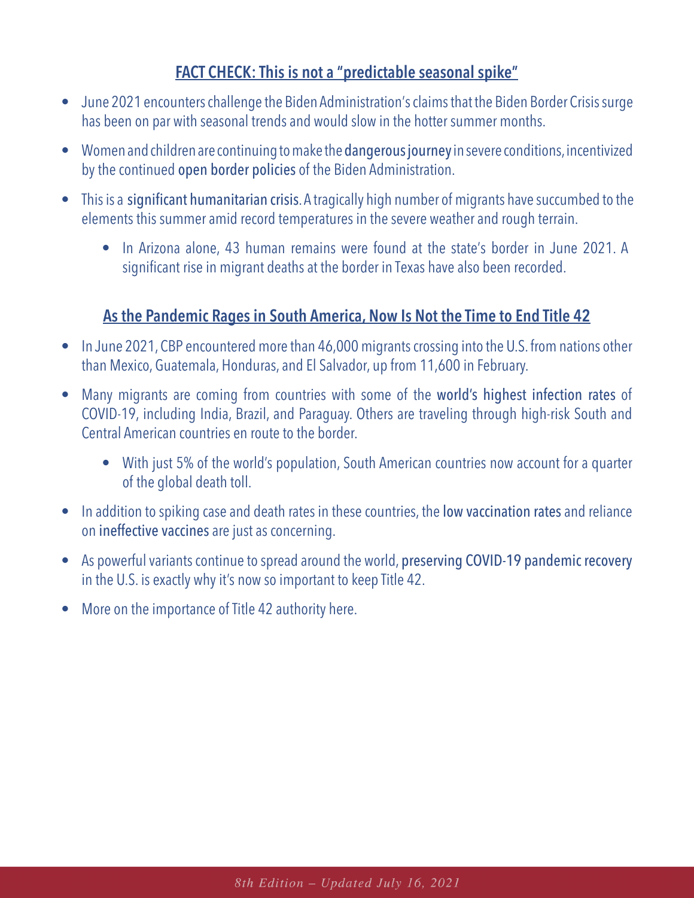## FACT CHECK: This is not a "predictable seasonal spike"

- June 2021 encounters challenge the Biden Administration's claims that the Biden Border Crisis surge has been on par with seasonal trends and would slow in the hotter summer months.
- Women and children are continuing to make the dangerous journey in severe conditions, incentivized by the continued open border policies of the Biden Administration.
- This is a significant humanitarian crisis. A tragically high number of migrants have succumbed to the elements this summer amid record temperatures in the severe weather and rough terrain.
  - In Arizona alone, 43 human remains were found at the state's border in June 2021. A significant rise in migrant deaths at the border in Texas have also been recorded.

## As the Pandemic Rages in South America, Now Is Not the Time to End Title 42

- In June 2021, CBP encountered more than 46,000 migrants crossing into the U.S. from nations other than Mexico, Guatemala, Honduras, and El Salvador, up from 11,600 in February.
- Many migrants are coming from countries with some of the world's highest infection rates of COVID-19, including India, Brazil, and Paraguay. Others are traveling through high-risk South and Central American countries en route to the border.
  - With just 5% of the world's population, South American countries now account for a quarter of the global death toll.
- In addition to spiking case and death rates in these countries, the low vaccination rates and reliance on ineffective vaccines are just as concerning.
- As powerful variants continue to spread around the world, preserving COVID-19 pandemic recovery in the U.S. is exactly why it's now so important to keep Title 42.
- More on the importance of Title 42 authority here.

*8th Edition – Updated July 16, 2021*